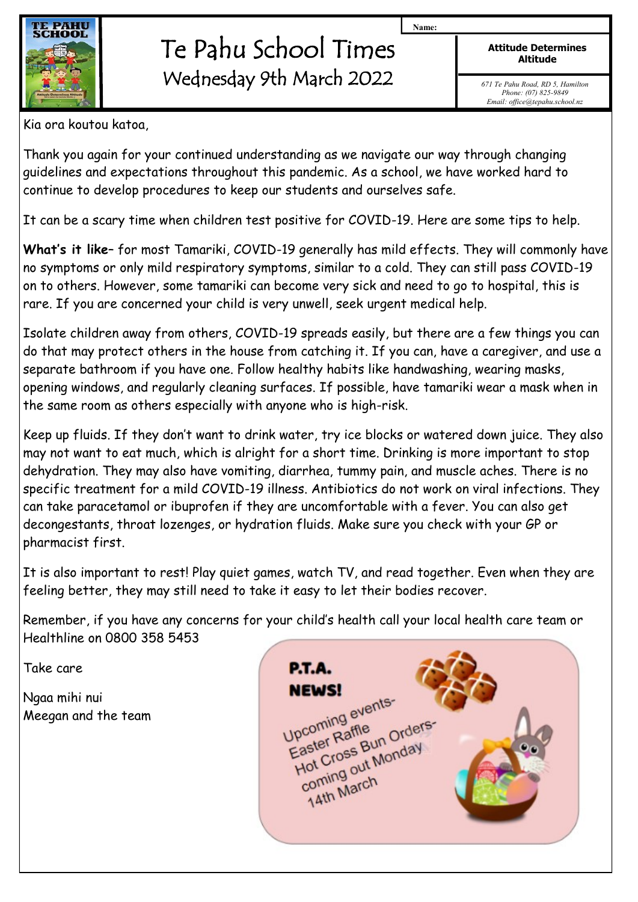# Te Pahu School Times

## Wednesday 9th March 2022

Name:

**Attitude Determines Altitude**

*671 Te Pahu Road, RD 5, Hamilton*
*Phone: (07) 825-9849*
*Email: office@tepahu.school.nz*

Kia ora koutou katoa,

Thank you again for your continued understanding as we navigate our way through changing guidelines and expectations throughout this pandemic. As a school, we have worked hard to continue to develop procedures to keep our students and ourselves safe.

It can be a scary time when children test positive for COVID-19. Here are some tips to help.

**What's it like**– for most Tamariki, COVID-19 generally has mild effects. They will commonly have no symptoms or only mild respiratory symptoms, similar to a cold. They can still pass COVID-19 on to others. However, some tamariki can become very sick and need to go to hospital, this is rare. If you are concerned your child is very unwell, seek urgent medical help.

Isolate children away from others, COVID-19 spreads easily, but there are a few things you can do that may protect others in the house from catching it. If you can, have a caregiver, and use a separate bathroom if you have one. Follow healthy habits like handwashing, wearing masks, opening windows, and regularly cleaning surfaces. If possible, have tamariki wear a mask when in the same room as others especially with anyone who is high-risk.

Keep up fluids. If they don't want to drink water, try ice blocks or watered down juice. They also may not want to eat much, which is alright for a short time. Drinking is more important to stop dehydration. They may also have vomiting, diarrhea, tummy pain, and muscle aches. There is no specific treatment for a mild COVID-19 illness. Antibiotics do not work on viral infections. They can take paracetamol or ibuprofen if they are uncomfortable with a fever. You can also get decongestants, throat lozenges, or hydration fluids. Make sure you check with your GP or pharmacist first.

It is also important to rest! Play quiet games, watch TV, and read together. Even when they are feeling better, they may still need to take it easy to let their bodies recover.

Remember, if you have any concerns for your child's health call your local health care team or Healthline on 0800 358 5453

Take care

Ngaa mihi nui
Meegan and the team

**P.T.A. NEWS!**

Upcoming events-
Easter Raffle
Hot Cross Bun Orders-
coming out Monday
14th March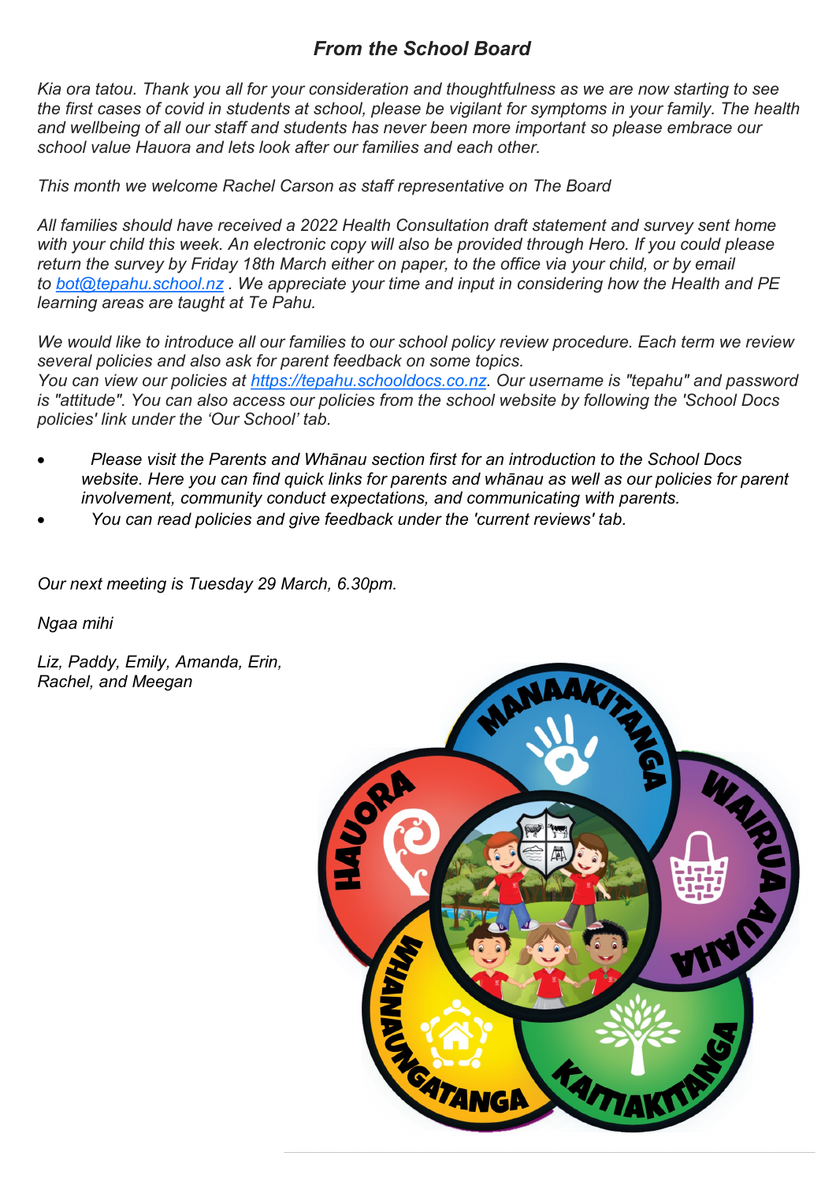## *From the School Board*

*Kia ora tatou. Thank you all for your consideration and thoughtfulness as we are now starting to see the first cases of covid in students at school, please be vigilant for symptoms in your family. The health and wellbeing of all our staff and students has never been more important so please embrace our school value Hauora and lets look after our families and each other.*

*This month we welcome Rachel Carson as staff representative on The Board*

*All families should have received a 2022 Health Consultation draft statement and survey sent home with your child this week. An electronic copy will also be provided through Hero. If you could please return the survey by Friday 18th March either on paper, to the office via your child, or by email to [bot@tepahu.school.nz](mailto:bot@tepahu.school.nz) . We appreciate your time and input in considering how the Health and PE learning areas are taught at Te Pahu.*

*We would like to introduce all our families to our school policy review procedure. Each term we review several policies and also ask for parent feedback on some topics.*
*You can view our policies at [https://tepahu.schooldocs.co.nz](https://tepahu.schooldocs.co.nz). Our username is "tepahu" and password is "attitude". You can also access our policies from the school website by following the 'School Docs policies' link under the 'Our School' tab.*

- *Please visit the Parents and Whānau section first for an introduction to the School Docs website. Here you can find quick links for parents and whānau as well as our policies for parent involvement, community conduct expectations, and communicating with parents.*
- *You can read policies and give feedback under the 'current reviews' tab.*

*Our next meeting is Tuesday 29 March, 6.30pm.*

*Ngaa mihi*

*Liz, Paddy, Emily, Amanda, Erin, Rachel, and Meegan*